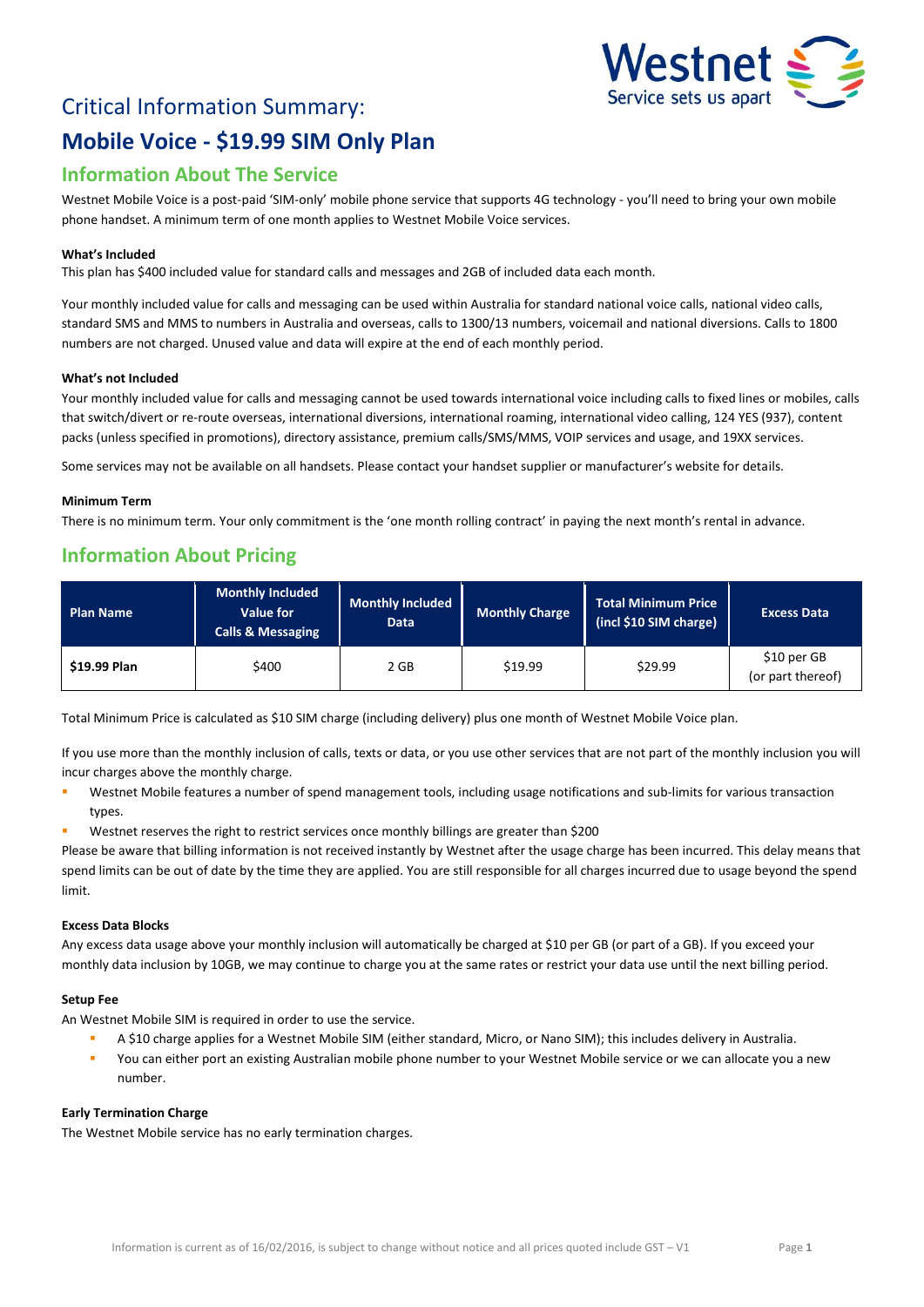# Critical Information Summary:

# Mobile Voice - $19.99 SIM Only Plan

## Information About The Service

Westnet Mobile Voice is a post-paid 'SIM-only' mobile phone service that supports 4G technology - you'll need to bring your own mobile phone handset. A minimum term of one month applies to Westnet Mobile Voice services.

**What's Included**

This plan has $400 included value for standard calls and messages and 2GB of included data each month.

Your monthly included value for calls and messaging can be used within Australia for standard national voice calls, national video calls, standard SMS and MMS to numbers in Australia and overseas, calls to 1300/13 numbers, voicemail and national diversions. Calls to 1800 numbers are not charged. Unused value and data will expire at the end of each monthly period.

**What's not Included**

Your monthly included value for calls and messaging cannot be used towards international voice including calls to fixed lines or mobiles, calls that switch/divert or re-route overseas, international diversions, international roaming, international video calling, 124 YES (937), content packs (unless specified in promotions), directory assistance, premium calls/SMS/MMS, VOIP services and usage, and 19XX services.

Some services may not be available on all handsets. Please contact your handset supplier or manufacturer's website for details.

**Minimum Term**

There is no minimum term. Your only commitment is the 'one month rolling contract' in paying the next month's rental in advance.

## Information About Pricing

| Plan Name | Monthly Included Value for Calls & Messaging | Monthly Included Data | Monthly Charge | Total Minimum Price (incl $10 SIM charge) | Excess Data |
|---|---|---|---|---|---|
| **$19.99 Plan** | $400 | 2 GB | $19.99 | $29.99 | $10 per GB (or part thereof) |

Total Minimum Price is calculated as $10 SIM charge (including delivery) plus one month of Westnet Mobile Voice plan.

If you use more than the monthly inclusion of calls, texts or data, or you use other services that are not part of the monthly inclusion you will incur charges above the monthly charge.

- Westnet Mobile features a number of spend management tools, including usage notifications and sub-limits for various transaction types.
- Westnet reserves the right to restrict services once monthly billings are greater than $200

Please be aware that billing information is not received instantly by Westnet after the usage charge has been incurred. This delay means that spend limits can be out of date by the time they are applied. You are still responsible for all charges incurred due to usage beyond the spend limit.

**Excess Data Blocks**

Any excess data usage above your monthly inclusion will automatically be charged at $10 per GB (or part of a GB). If you exceed your monthly data inclusion by 10GB, we may continue to charge you at the same rates or restrict your data use until the next billing period.

**Setup Fee**

An Westnet Mobile SIM is required in order to use the service.

- A $10 charge applies for a Westnet Mobile SIM (either standard, Micro, or Nano SIM); this includes delivery in Australia.
- You can either port an existing Australian mobile phone number to your Westnet Mobile service or we can allocate you a new number.

**Early Termination Charge**

The Westnet Mobile service has no early termination charges.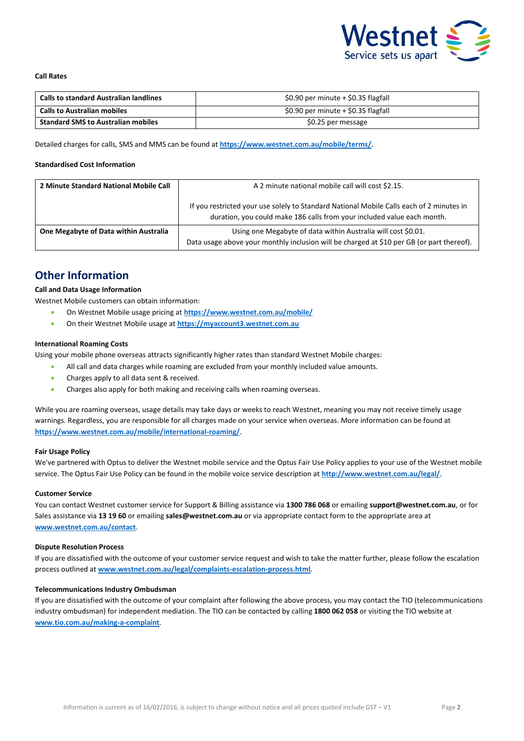**Call Rates**

| | |
|---|---|
| **Calls to standard Australian landlines** | $0.90 per minute + $0.35 flagfall |
| **Calls to Australian mobiles** | $0.90 per minute + $0.35 flagfall |
| **Standard SMS to Australian mobiles** | $0.25 per message |

Detailed charges for calls, SMS and MMS can be found at **https://www.westnet.com.au/mobile/terms/**.

**Standardised Cost Information**

| | |
|---|---|
| **2 Minute Standard National Mobile Call** | A 2 minute national mobile call will cost $2.15.<br><br>If you restricted your use solely to Standard National Mobile Calls each of 2 minutes in duration, you could make 186 calls from your included value each month. |
| **One Megabyte of Data within Australia** | Using one Megabyte of data within Australia will cost $0.01.<br>Data usage above your monthly inclusion will be charged at $10 per GB (or part thereof). |

## Other Information

**Call and Data Usage Information**

Westnet Mobile customers can obtain information:

- On Westnet Mobile usage pricing at **https://www.westnet.com.au/mobile/**
- On their Westnet Mobile usage at **https://myaccount3.westnet.com.au**

**International Roaming Costs**

Using your mobile phone overseas attracts significantly higher rates than standard Westnet Mobile charges:

- All call and data charges while roaming are excluded from your monthly included value amounts.
- Charges apply to all data sent & received.
- Charges also apply for both making and receiving calls when roaming overseas.

While you are roaming overseas, usage details may take days or weeks to reach Westnet, meaning you may not receive timely usage warnings. Regardless, you are responsible for all charges made on your service when overseas. More information can be found at **https://www.westnet.com.au/mobile/international-roaming/**.

**Fair Usage Policy**

We've partnered with Optus to deliver the Westnet mobile service and the Optus Fair Use Policy applies to your use of the Westnet mobile service. The Optus Fair Use Policy can be found in the mobile voice service description at **http://www.westnet.com.au/legal/**.

**Customer Service**

You can contact Westnet customer service for Support & Billing assistance via **1300 786 068** or emailing **support@westnet.com.au**, or for Sales assistance via **13 19 60** or emailing **sales@westnet.com.au** or via appropriate contact form to the appropriate area at **www.westnet.com.au/contact**.

**Dispute Resolution Process**

If you are dissatisfied with the outcome of your customer service request and wish to take the matter further, please follow the escalation process outlined at **www.westnet.com.au/legal/complaints-escalation-process.html**.

**Telecommunications Industry Ombudsman**

If you are dissatisfied with the outcome of your complaint after following the above process, you may contact the TIO (telecommunications industry ombudsman) for independent mediation. The TIO can be contacted by calling **1800 062 058** or visiting the TIO website at **www.tio.com.au/making-a-complaint**.

Information is current as of 16/02/2016, is subject to change without notice and all prices quoted include GST – V1